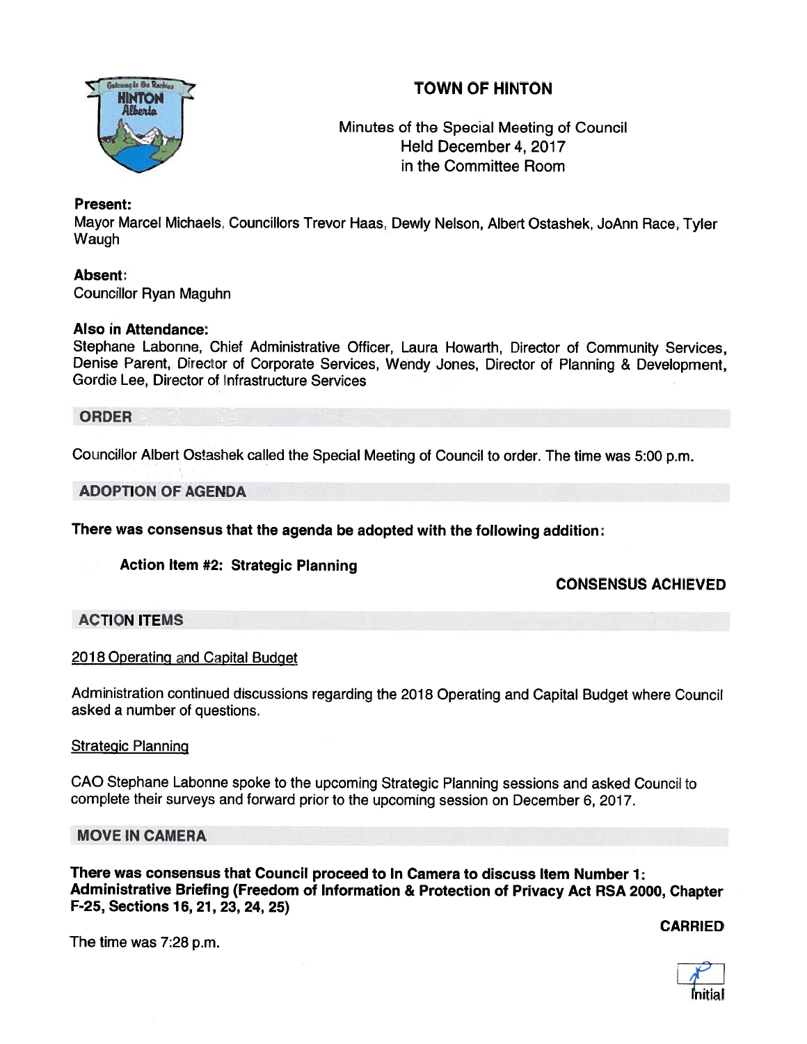# TOWN OF HINTON

Minutes of the Special Meeting of Council
Held December 4, 2017
in the Committee Room

**Present:**
Mayor Marcel Michaels, Councillors Trevor Haas, Dewly Nelson, Albert Ostashek, JoAnn Race, Tyler Waugh

**Absent:**
Councillor Ryan Maguhn

**Also in Attendance:**
Stephane Labonne, Chief Administrative Officer, Laura Howarth, Director of Community Services, Denise Parent, Director of Corporate Services, Wendy Jones, Director of Planning & Development, Gordie Lee, Director of Infrastructure Services

## ORDER

Councillor Albert Ostashek called the Special Meeting of Council to order. The time was 5:00 p.m.

## ADOPTION OF AGENDA

**There was consensus that the agenda be adopted with the following addition:**

**Action Item #2: Strategic Planning**

**CONSENSUS ACHIEVED**

## ACTION ITEMS

2018 Operating and Capital Budget

Administration continued discussions regarding the 2018 Operating and Capital Budget where Council asked a number of questions.

Strategic Planning

CAO Stephane Labonne spoke to the upcoming Strategic Planning sessions and asked Council to complete their surveys and forward prior to the upcoming session on December 6, 2017.

## MOVE IN CAMERA

**There was consensus that Council proceed to In Camera to discuss Item Number 1: Administrative Briefing (Freedom of Information & Protection of Privacy Act RSA 2000, Chapter F-25, Sections 16, 21, 23, 24, 25)**

**CARRIED**

The time was 7:28 p.m.

Initial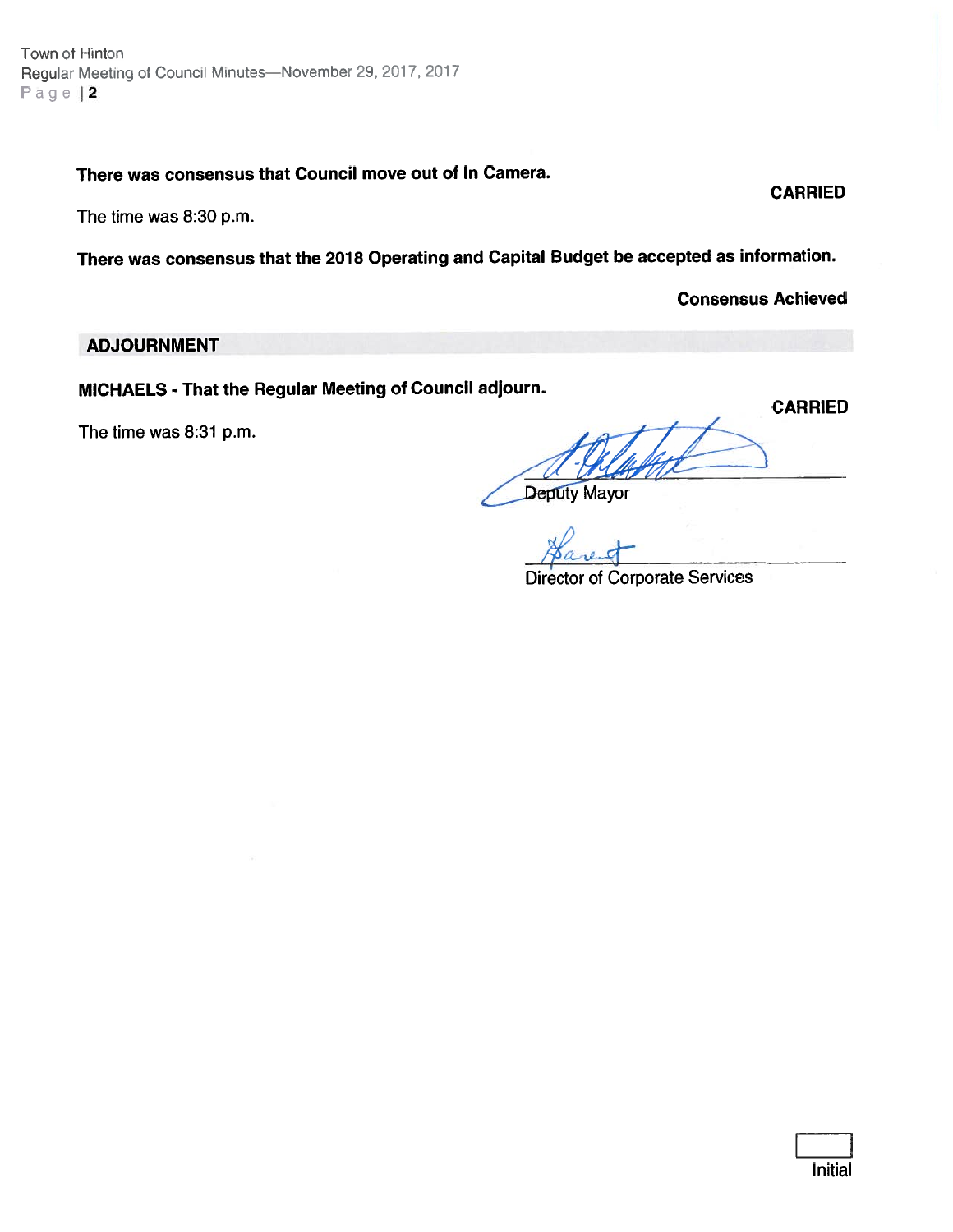**There was consensus that Council move out of In Camera.**

**CARRIED**

The time was 8:30 p.m.

**There was consensus that the 2018 Operating and Capital Budget be accepted as information.**

**Consensus Achieved**

## ADJOURNMENT

**MICHAELS - That the Regular Meeting of Council adjourn.**

**CARRIED**

The time was 8:31 p.m.

Deputy Mayor

Director of Corporate Services

Initial